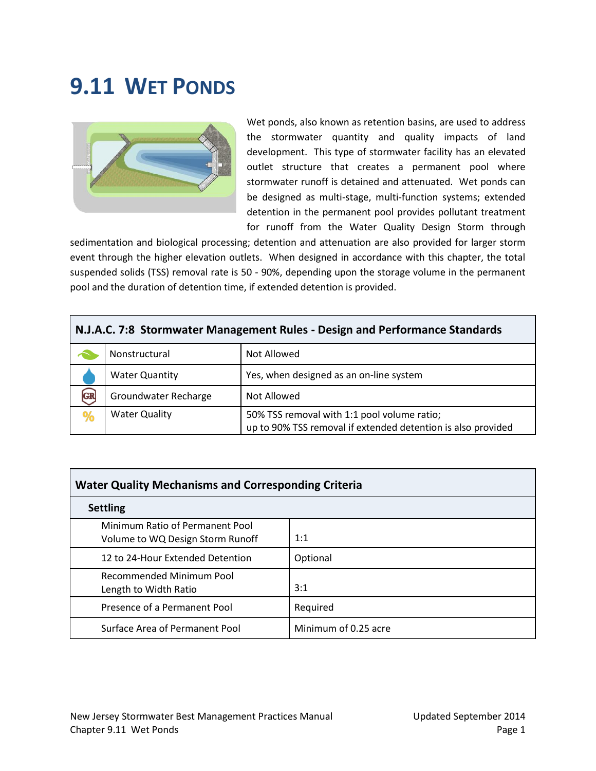# 9.11 WET PONDS

Wet ponds, also known as retention basins, are used to address the stormwater quantity and quality impacts of land development. This type of stormwater facility has an elevated outlet structure that creates a permanent pool where stormwater runoff is detained and attenuated. Wet ponds can be designed as multi-stage, multi-function systems; extended detention in the permanent pool provides pollutant treatment for runoff from the Water Quality Design Storm through sedimentation and biological processing; detention and attenuation are also provided for larger storm event through the higher elevation outlets. When designed in accordance with this chapter, the total suspended solids (TSS) removal rate is 50 - 90%, depending upon the storage volume in the permanent pool and the duration of detention time, if extended detention is provided.

| N.J.A.C. 7:8 Stormwater Management Rules - Design and Performance Standards | | |
|---|---|---|
| | Nonstructural | Not Allowed |
| | Water Quantity | Yes, when designed as an on-line system |
| | Groundwater Recharge | Not Allowed |
| | Water Quality | 50% TSS removal with 1:1 pool volume ratio; up to 90% TSS removal if extended detention is also provided |

| Water Quality Mechanisms and Corresponding Criteria | |
|---|---|
| **Settling** | |
| Minimum Ratio of Permanent Pool Volume to WQ Design Storm Runoff | 1:1 |
| 12 to 24-Hour Extended Detention | Optional |
| Recommended Minimum Pool Length to Width Ratio | 3:1 |
| Presence of a Permanent Pool | Required |
| Surface Area of Permanent Pool | Minimum of 0.25 acre |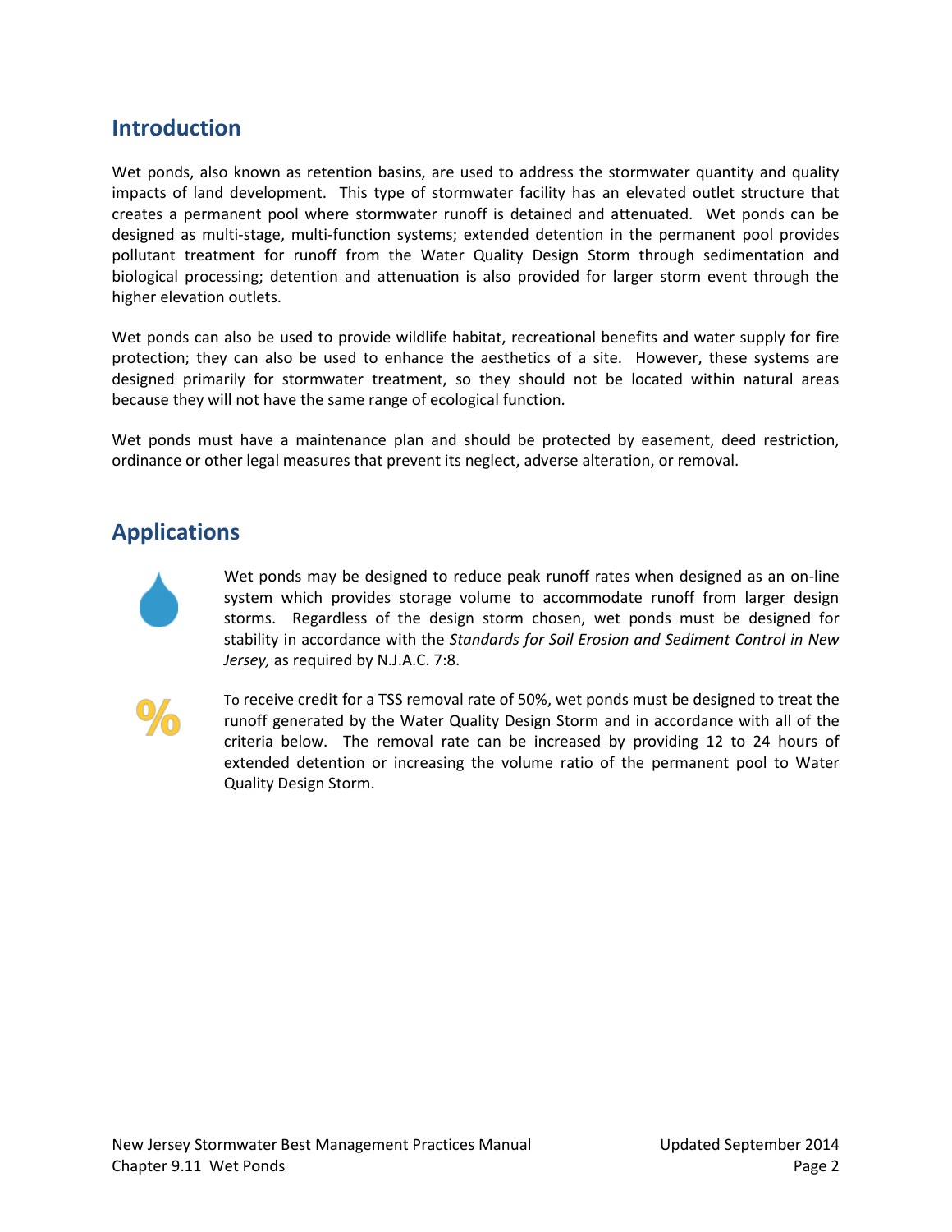## Introduction

Wet ponds, also known as retention basins, are used to address the stormwater quantity and quality impacts of land development. This type of stormwater facility has an elevated outlet structure that creates a permanent pool where stormwater runoff is detained and attenuated. Wet ponds can be designed as multi-stage, multi-function systems; extended detention in the permanent pool provides pollutant treatment for runoff from the Water Quality Design Storm through sedimentation and biological processing; detention and attenuation is also provided for larger storm event through the higher elevation outlets.

Wet ponds can also be used to provide wildlife habitat, recreational benefits and water supply for fire protection; they can also be used to enhance the aesthetics of a site. However, these systems are designed primarily for stormwater treatment, so they should not be located within natural areas because they will not have the same range of ecological function.

Wet ponds must have a maintenance plan and should be protected by easement, deed restriction, ordinance or other legal measures that prevent its neglect, adverse alteration, or removal.

## Applications

Wet ponds may be designed to reduce peak runoff rates when designed as an on-line system which provides storage volume to accommodate runoff from larger design storms. Regardless of the design storm chosen, wet ponds must be designed for stability in accordance with the *Standards for Soil Erosion and Sediment Control in New Jersey,* as required by N.J.A.C. 7:8.

To receive credit for a TSS removal rate of 50%, wet ponds must be designed to treat the runoff generated by the Water Quality Design Storm and in accordance with all of the criteria below. The removal rate can be increased by providing 12 to 24 hours of extended detention or increasing the volume ratio of the permanent pool to Water Quality Design Storm.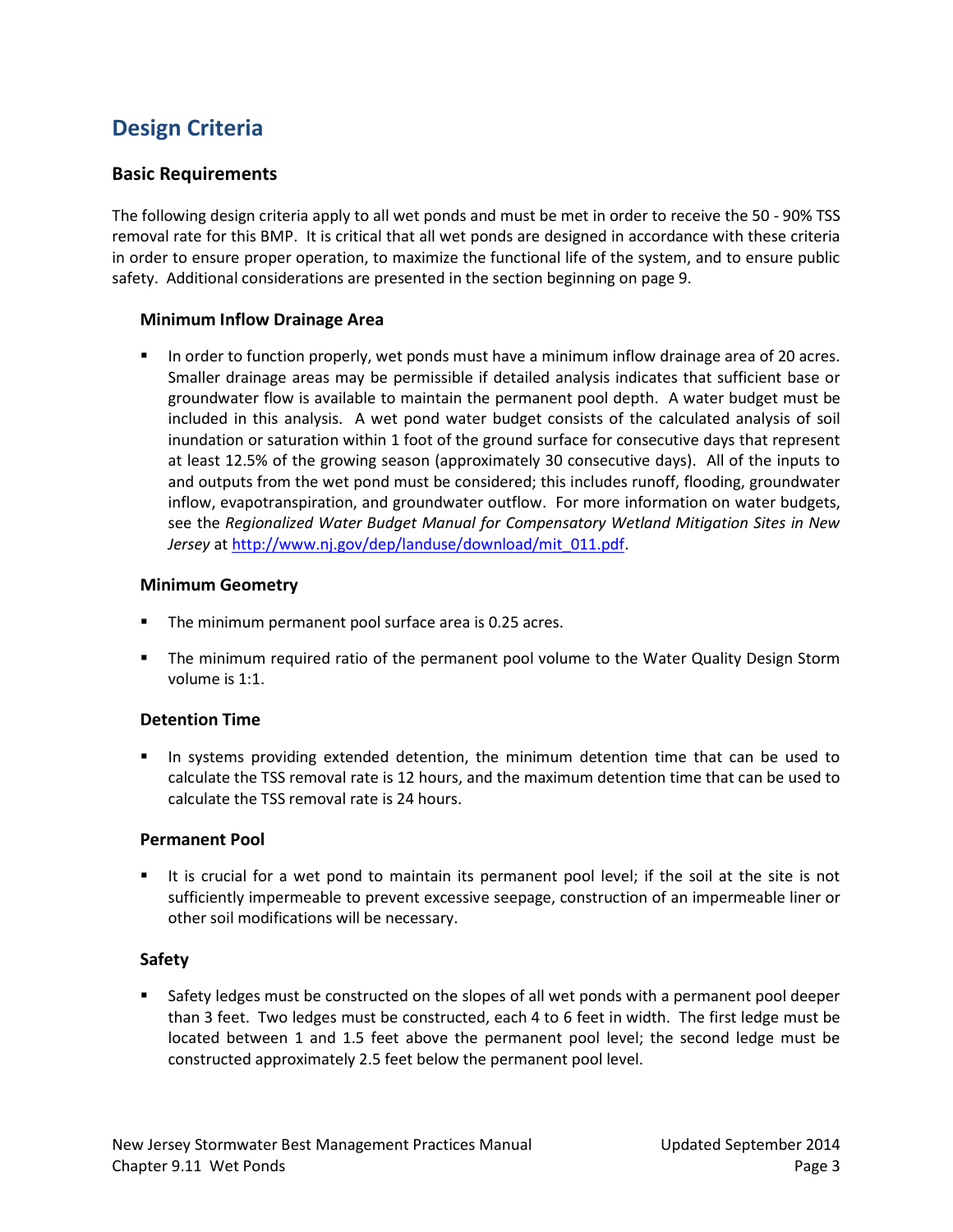## Design Criteria

### Basic Requirements

The following design criteria apply to all wet ponds and must be met in order to receive the 50 - 90% TSS removal rate for this BMP. It is critical that all wet ponds are designed in accordance with these criteria in order to ensure proper operation, to maximize the functional life of the system, and to ensure public safety. Additional considerations are presented in the section beginning on page 9.

#### Minimum Inflow Drainage Area

- In order to function properly, wet ponds must have a minimum inflow drainage area of 20 acres. Smaller drainage areas may be permissible if detailed analysis indicates that sufficient base or groundwater flow is available to maintain the permanent pool depth. A water budget must be included in this analysis. A wet pond water budget consists of the calculated analysis of soil inundation or saturation within 1 foot of the ground surface for consecutive days that represent at least 12.5% of the growing season (approximately 30 consecutive days). All of the inputs to and outputs from the wet pond must be considered; this includes runoff, flooding, groundwater inflow, evapotranspiration, and groundwater outflow. For more information on water budgets, see the *Regionalized Water Budget Manual for Compensatory Wetland Mitigation Sites in New Jersey* at [http://www.nj.gov/dep/landuse/download/mit_011.pdf](http://www.nj.gov/dep/landuse/download/mit_011.pdf).

#### Minimum Geometry

- The minimum permanent pool surface area is 0.25 acres.
- The minimum required ratio of the permanent pool volume to the Water Quality Design Storm volume is 1:1.

#### Detention Time

- In systems providing extended detention, the minimum detention time that can be used to calculate the TSS removal rate is 12 hours, and the maximum detention time that can be used to calculate the TSS removal rate is 24 hours.

#### Permanent Pool

- It is crucial for a wet pond to maintain its permanent pool level; if the soil at the site is not sufficiently impermeable to prevent excessive seepage, construction of an impermeable liner or other soil modifications will be necessary.

#### Safety

- Safety ledges must be constructed on the slopes of all wet ponds with a permanent pool deeper than 3 feet. Two ledges must be constructed, each 4 to 6 feet in width. The first ledge must be located between 1 and 1.5 feet above the permanent pool level; the second ledge must be constructed approximately 2.5 feet below the permanent pool level.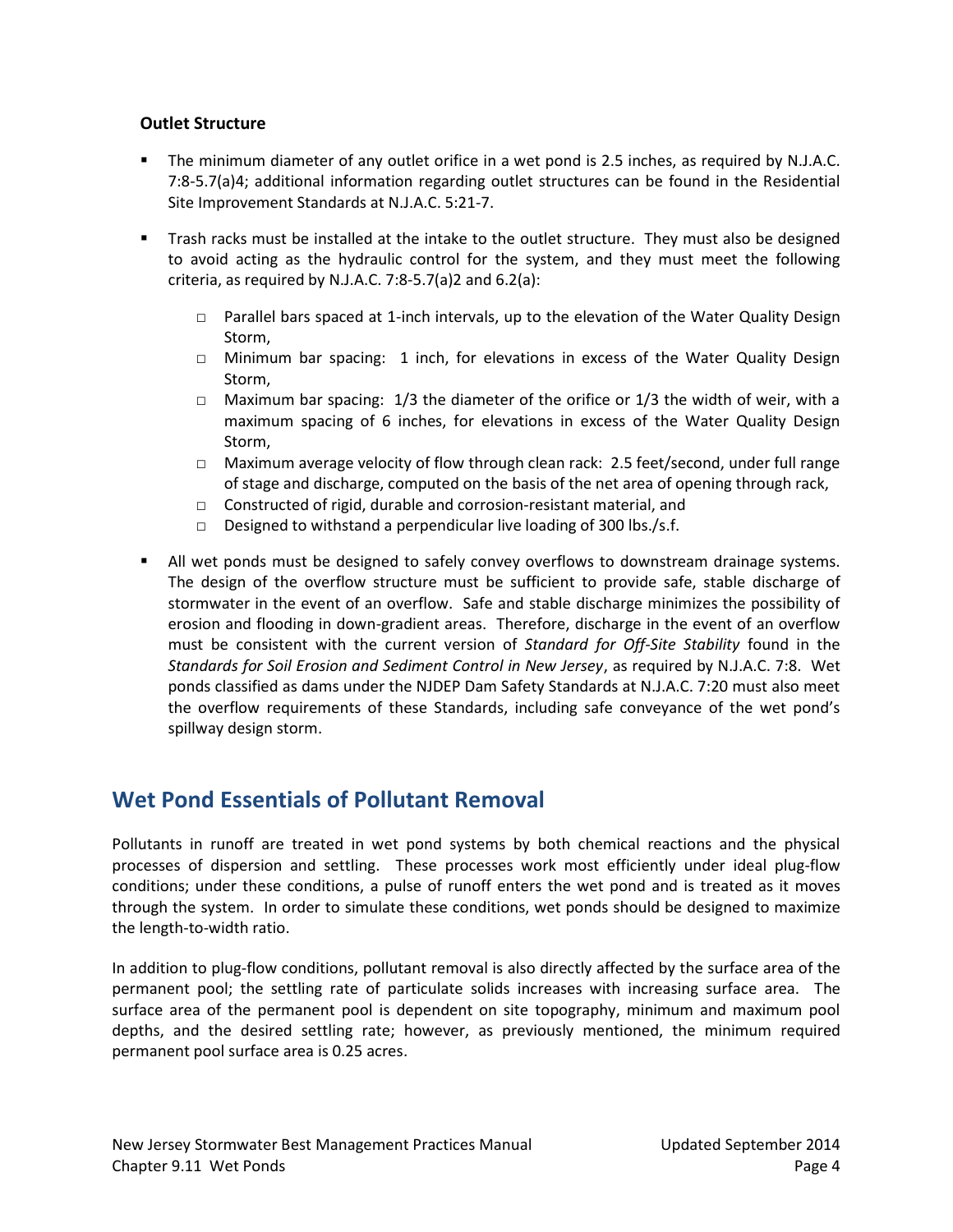### Outline Structure

- The minimum diameter of any outlet orifice in a wet pond is 2.5 inches, as required by N.J.A.C. 7:8-5.7(a)4; additional information regarding outlet structures can be found in the Residential Site Improvement Standards at N.J.A.C. 5:21-7.

- Trash racks must be installed at the intake to the outlet structure. They must also be designed to avoid acting as the hydraulic control for the system, and they must meet the following criteria, as required by N.J.A.C. 7:8-5.7(a)2 and 6.2(a):

  - Parallel bars spaced at 1-inch intervals, up to the elevation of the Water Quality Design Storm,
  - Minimum bar spacing: 1 inch, for elevations in excess of the Water Quality Design Storm,
  - Maximum bar spacing: 1/3 the diameter of the orifice or 1/3 the width of weir, with a maximum spacing of 6 inches, for elevations in excess of the Water Quality Design Storm,
  - Maximum average velocity of flow through clean rack: 2.5 feet/second, under full range of stage and discharge, computed on the basis of the net area of opening through rack,
  - Constructed of rigid, durable and corrosion-resistant material, and
  - Designed to withstand a perpendicular live loading of 300 lbs./s.f.

- All wet ponds must be designed to safely convey overflows to downstream drainage systems. The design of the overflow structure must be sufficient to provide safe, stable discharge of stormwater in the event of an overflow. Safe and stable discharge minimizes the possibility of erosion and flooding in down-gradient areas. Therefore, discharge in the event of an overflow must be consistent with the current version of *Standard for Off-Site Stability* found in the *Standards for Soil Erosion and Sediment Control in New Jersey*, as required by N.J.A.C. 7:8. Wet ponds classified as dams under the NJDEP Dam Safety Standards at N.J.A.C. 7:20 must also meet the overflow requirements of these Standards, including safe conveyance of the wet pond's spillway design storm.

## Wet Pond Essentials of Pollutant Removal

Pollutants in runoff are treated in wet pond systems by both chemical reactions and the physical processes of dispersion and settling. These processes work most efficiently under ideal plug-flow conditions; under these conditions, a pulse of runoff enters the wet pond and is treated as it moves through the system. In order to simulate these conditions, wet ponds should be designed to maximize the length-to-width ratio.

In addition to plug-flow conditions, pollutant removal is also directly affected by the surface area of the permanent pool; the settling rate of particulate solids increases with increasing surface area. The surface area of the permanent pool is dependent on site topography, minimum and maximum pool depths, and the desired settling rate; however, as previously mentioned, the minimum required permanent pool surface area is 0.25 acres.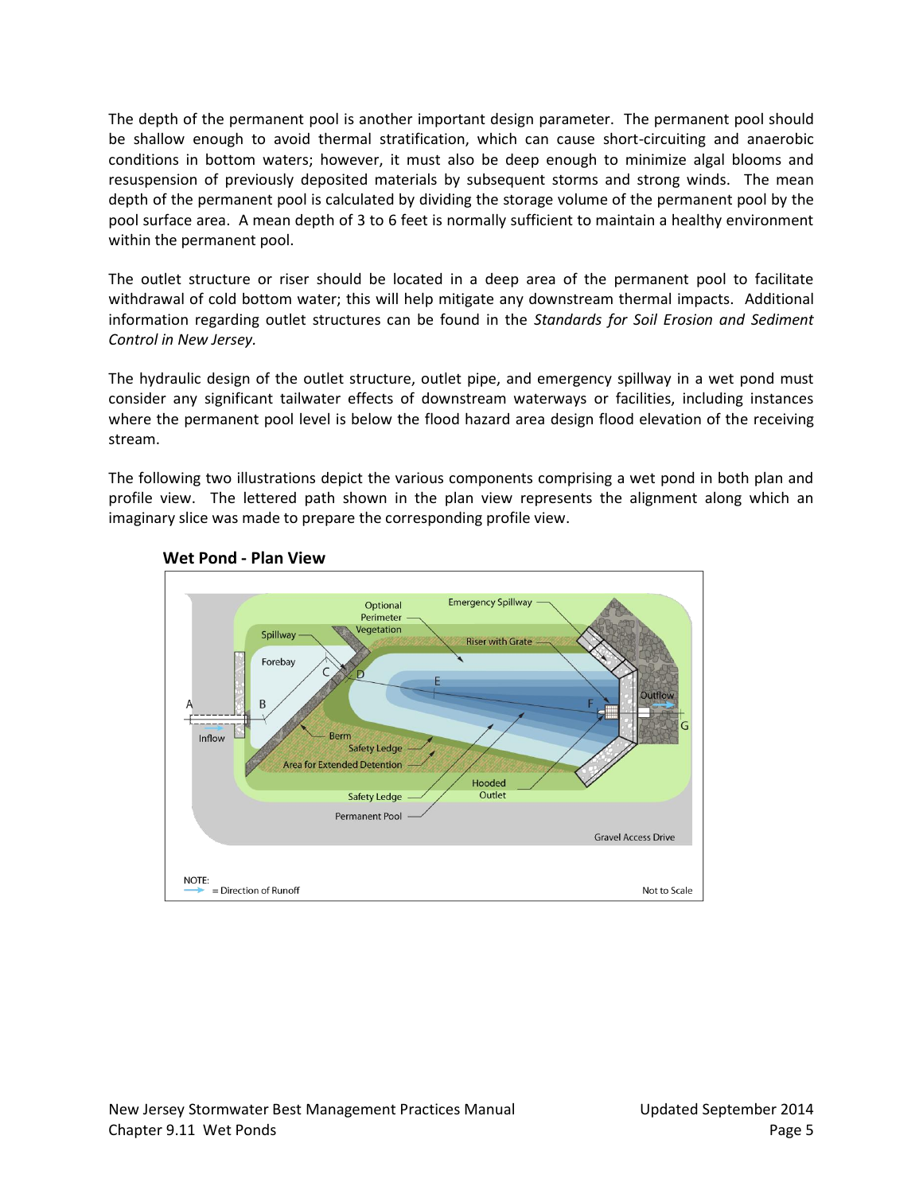The depth of the permanent pool is another important design parameter. The permanent pool should be shallow enough to avoid thermal stratification, which can cause short-circuiting and anaerobic conditions in bottom waters; however, it must also be deep enough to minimize algal blooms and resuspension of previously deposited materials by subsequent storms and strong winds. The mean depth of the permanent pool is calculated by dividing the storage volume of the permanent pool by the pool surface area. A mean depth of 3 to 6 feet is normally sufficient to maintain a healthy environment within the permanent pool.

The outlet structure or riser should be located in a deep area of the permanent pool to facilitate withdrawal of cold bottom water; this will help mitigate any downstream thermal impacts. Additional information regarding outlet structures can be found in the *Standards for Soil Erosion and Sediment Control in New Jersey.*

The hydraulic design of the outlet structure, outlet pipe, and emergency spillway in a wet pond must consider any significant tailwater effects of downstream waterways or facilities, including instances where the permanent pool level is below the flood hazard area design flood elevation of the receiving stream.

The following two illustrations depict the various components comprising a wet pond in both plan and profile view. The lettered path shown in the plan view represents the alignment along which an imaginary slice was made to prepare the corresponding profile view.

**Wet Pond - Plan View**

Optional Perimeter Vegetation; Emergency Spillway; Spillway; Riser with Grate; Forebay; Outflow; Inflow; Berm; Safety Ledge; Area for Extended Detention; Hooded Outlet; Safety Ledge; Permanent Pool; Gravel Access Drive

NOTE: → = Direction of Runoff

Not to Scale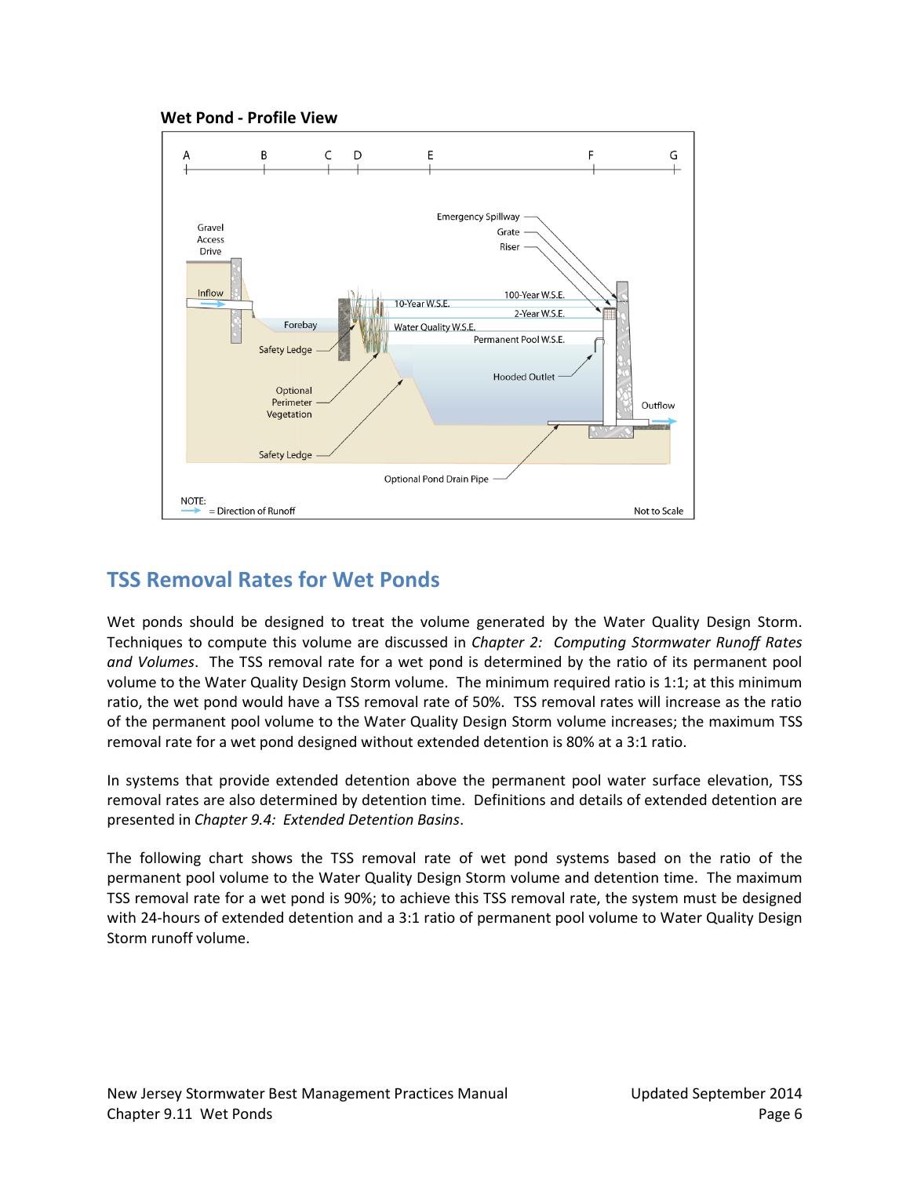**Wet Pond - Profile View**

## TSS Removal Rates for Wet Ponds

Wet ponds should be designed to treat the volume generated by the Water Quality Design Storm. Techniques to compute this volume are discussed in *Chapter 2: Computing Stormwater Runoff Rates and Volumes*. The TSS removal rate for a wet pond is determined by the ratio of its permanent pool volume to the Water Quality Design Storm volume. The minimum required ratio is 1:1; at this minimum ratio, the wet pond would have a TSS removal rate of 50%. TSS removal rates will increase as the ratio of the permanent pool volume to the Water Quality Design Storm volume increases; the maximum TSS removal rate for a wet pond designed without extended detention is 80% at a 3:1 ratio.

In systems that provide extended detention above the permanent pool water surface elevation, TSS removal rates are also determined by detention time. Definitions and details of extended detention are presented in *Chapter 9.4: Extended Detention Basins*.

The following chart shows the TSS removal rate of wet pond systems based on the ratio of the permanent pool volume to the Water Quality Design Storm volume and detention time. The maximum TSS removal rate for a wet pond is 90%; to achieve this TSS removal rate, the system must be designed with 24-hours of extended detention and a 3:1 ratio of permanent pool volume to Water Quality Design Storm runoff volume.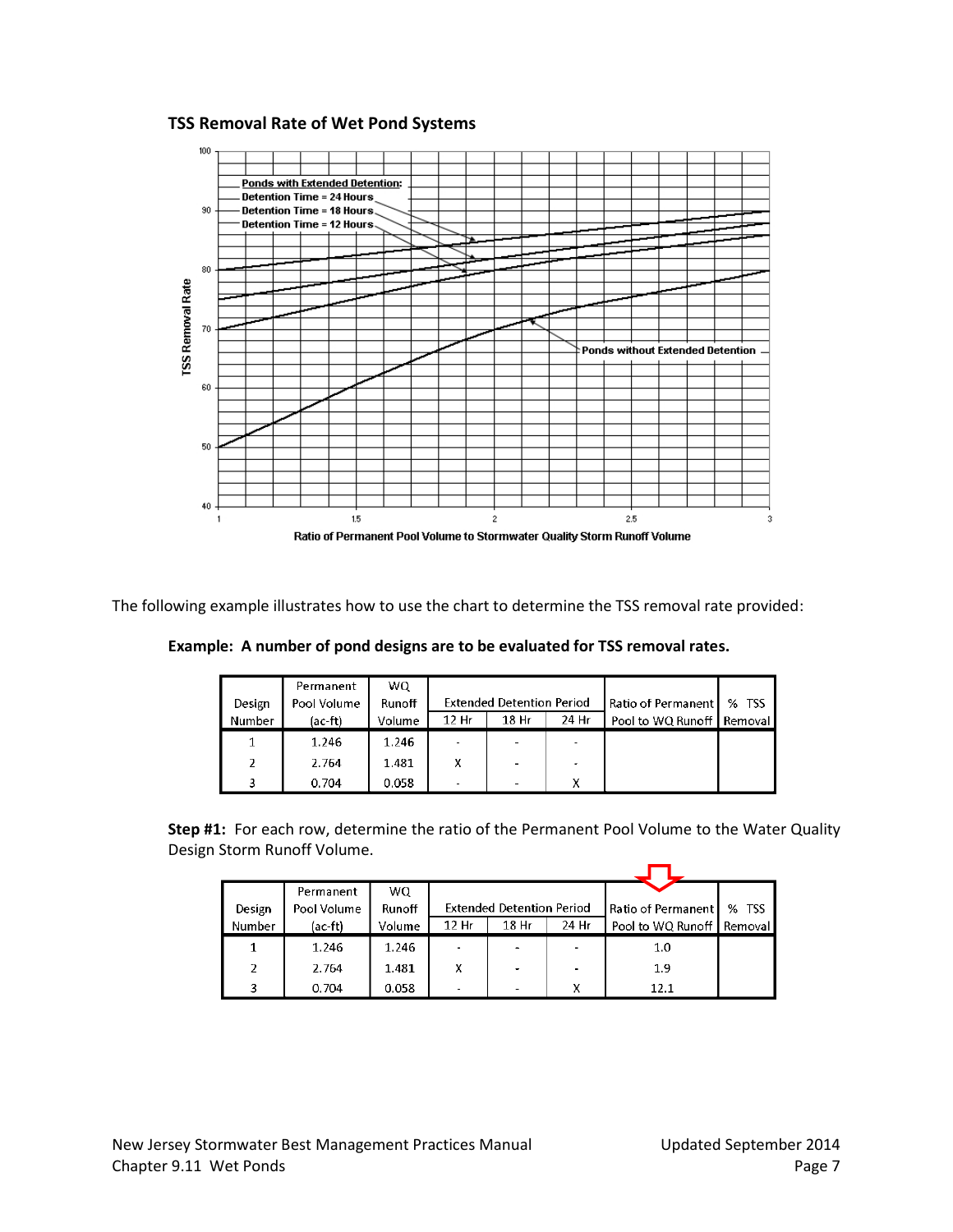**TSS Removal Rate of Wet Pond Systems**

The following example illustrates how to use the chart to determine the TSS removal rate provided:

**Example: A number of pond designs are to be evaluated for TSS removal rates.**

| Design Number | Permanent Pool Volume (ac-ft) | WQ Runoff Volume | Extended Detention Period | | | Ratio of Permanent Pool to WQ Runoff | % TSS Removal |
|---|---|---|---|---|---|---|---|
| | | | 12 Hr | 18 Hr | 24 Hr | | |
| 1 | 1.246 | 1.246 | - | - | - | | |
| 2 | 2.764 | 1.481 | X | - | - | | |
| 3 | 0.704 | 0.058 | - | - | X | | |

**Step #1:** For each row, determine the ratio of the Permanent Pool Volume to the Water Quality Design Storm Runoff Volume.

| Design Number | Permanent Pool Volume (ac-ft) | WQ Runoff Volume | Extended Detention Period | | | Ratio of Permanent Pool to WQ Runoff | % TSS Removal |
|---|---|---|---|---|---|---|---|
| | | | 12 Hr | 18 Hr | 24 Hr | | |
| 1 | 1.246 | 1.246 | - | - | - | 1.0 | |
| 2 | 2.764 | 1.481 | X | - | - | 1.9 | |
| 3 | 0.704 | 0.058 | - | - | X | 12.1 | |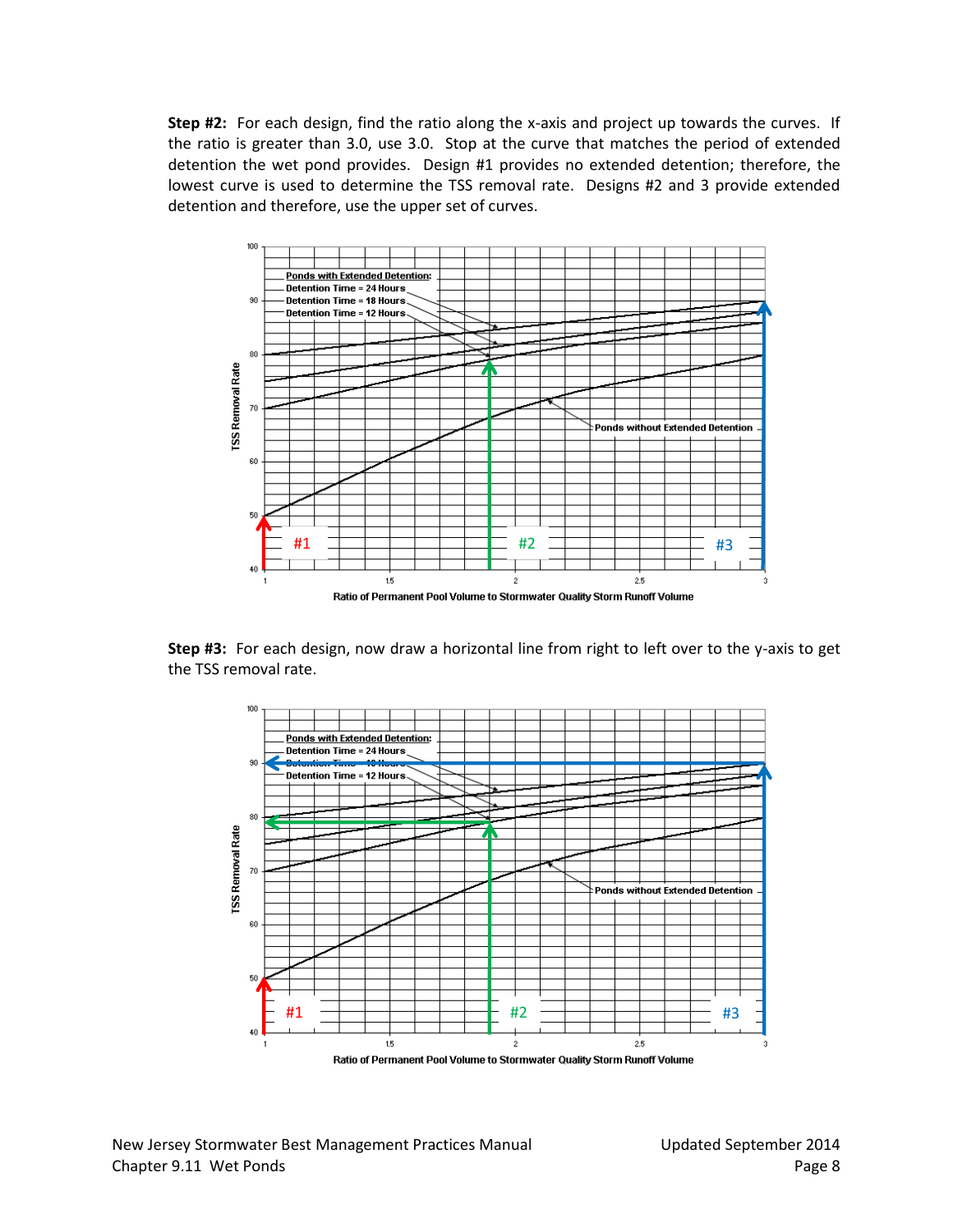**Step #2:** For each design, find the ratio along the x-axis and project up towards the curves. If the ratio is greater than 3.0, use 3.0. Stop at the curve that matches the period of extended detention the wet pond provides. Design #1 provides no extended detention; therefore, the lowest curve is used to determine the TSS removal rate. Designs #2 and 3 provide extended detention and therefore, use the upper set of curves.

**Step #3:** For each design, now draw a horizontal line from right to left over to the y-axis to get the TSS removal rate.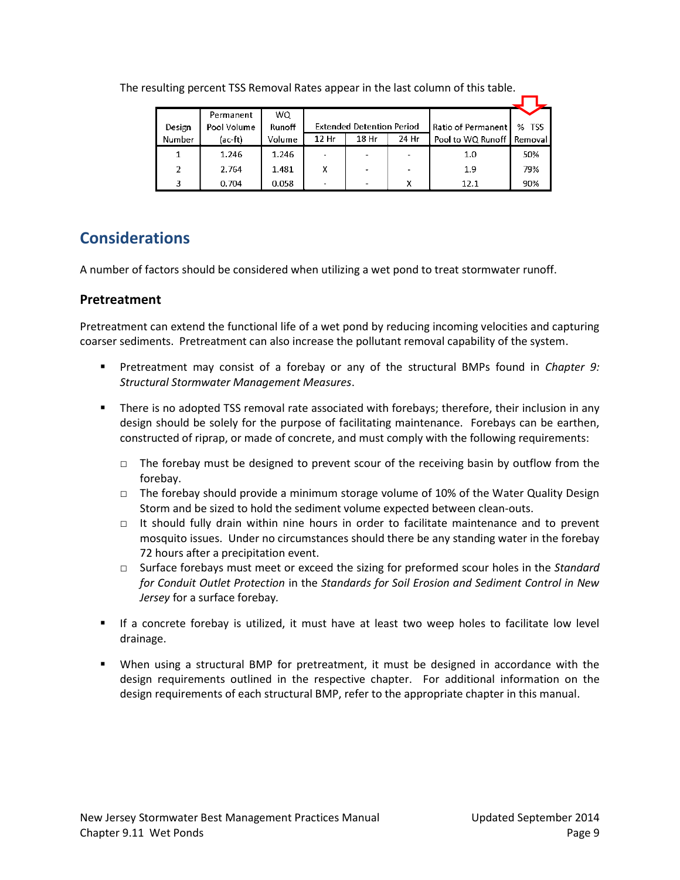The resulting percent TSS Removal Rates appear in the last column of this table.

| Design Number | Permanent Pool Volume (ac-ft) | WQ Runoff Volume | Extended Detention Period | | | Ratio of Permanent Pool to WQ Runoff | % TSS Removal |
|---|---|---|---|---|---|---|---|
| | | | 12 Hr | 18 Hr | 24 Hr | | |
| 1 | 1.246 | 1.246 | - | - | - | 1.0 | 50% |
| 2 | 2.764 | 1.481 | X | - | - | 1.9 | 79% |
| 3 | 0.704 | 0.058 | - | - | X | 12.1 | 90% |

## Considerations

A number of factors should be considered when utilizing a wet pond to treat stormwater runoff.

### Pretreatment

Pretreatment can extend the functional life of a wet pond by reducing incoming velocities and capturing coarser sediments. Pretreatment can also increase the pollutant removal capability of the system.

- Pretreatment may consist of a forebay or any of the structural BMPs found in *Chapter 9: Structural Stormwater Management Measures*.
- There is no adopted TSS removal rate associated with forebays; therefore, their inclusion in any design should be solely for the purpose of facilitating maintenance. Forebays can be earthen, constructed of riprap, or made of concrete, and must comply with the following requirements:
  - The forebay must be designed to prevent scour of the receiving basin by outflow from the forebay.
  - The forebay should provide a minimum storage volume of 10% of the Water Quality Design Storm and be sized to hold the sediment volume expected between clean-outs.
  - It should fully drain within nine hours in order to facilitate maintenance and to prevent mosquito issues. Under no circumstances should there be any standing water in the forebay 72 hours after a precipitation event.
  - Surface forebays must meet or exceed the sizing for preformed scour holes in the *Standard for Conduit Outlet Protection* in the *Standards for Soil Erosion and Sediment Control in New Jersey* for a surface forebay.
- If a concrete forebay is utilized, it must have at least two weep holes to facilitate low level drainage.
- When using a structural BMP for pretreatment, it must be designed in accordance with the design requirements outlined in the respective chapter. For additional information on the design requirements of each structural BMP, refer to the appropriate chapter in this manual.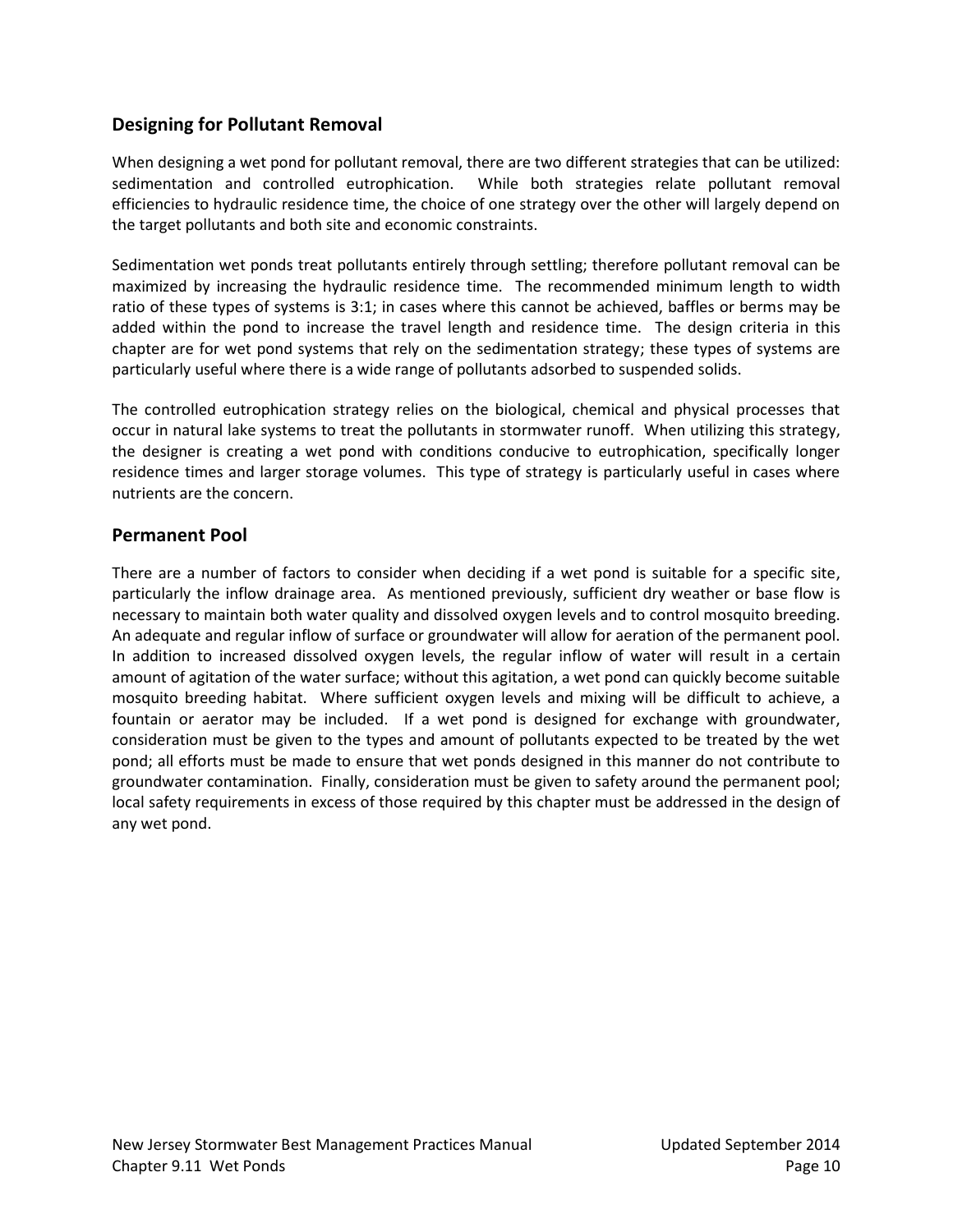## Designing for Pollutant Removal

When designing a wet pond for pollutant removal, there are two different strategies that can be utilized: sedimentation and controlled eutrophication. While both strategies relate pollutant removal efficiencies to hydraulic residence time, the choice of one strategy over the other will largely depend on the target pollutants and both site and economic constraints.

Sedimentation wet ponds treat pollutants entirely through settling; therefore pollutant removal can be maximized by increasing the hydraulic residence time. The recommended minimum length to width ratio of these types of systems is 3:1; in cases where this cannot be achieved, baffles or berms may be added within the pond to increase the travel length and residence time. The design criteria in this chapter are for wet pond systems that rely on the sedimentation strategy; these types of systems are particularly useful where there is a wide range of pollutants adsorbed to suspended solids.

The controlled eutrophication strategy relies on the biological, chemical and physical processes that occur in natural lake systems to treat the pollutants in stormwater runoff. When utilizing this strategy, the designer is creating a wet pond with conditions conducive to eutrophication, specifically longer residence times and larger storage volumes. This type of strategy is particularly useful in cases where nutrients are the concern.

## Permanent Pool

There are a number of factors to consider when deciding if a wet pond is suitable for a specific site, particularly the inflow drainage area. As mentioned previously, sufficient dry weather or base flow is necessary to maintain both water quality and dissolved oxygen levels and to control mosquito breeding. An adequate and regular inflow of surface or groundwater will allow for aeration of the permanent pool. In addition to increased dissolved oxygen levels, the regular inflow of water will result in a certain amount of agitation of the water surface; without this agitation, a wet pond can quickly become suitable mosquito breeding habitat. Where sufficient oxygen levels and mixing will be difficult to achieve, a fountain or aerator may be included. If a wet pond is designed for exchange with groundwater, consideration must be given to the types and amount of pollutants expected to be treated by the wet pond; all efforts must be made to ensure that wet ponds designed in this manner do not contribute to groundwater contamination. Finally, consideration must be given to safety around the permanent pool; local safety requirements in excess of those required by this chapter must be addressed in the design of any wet pond.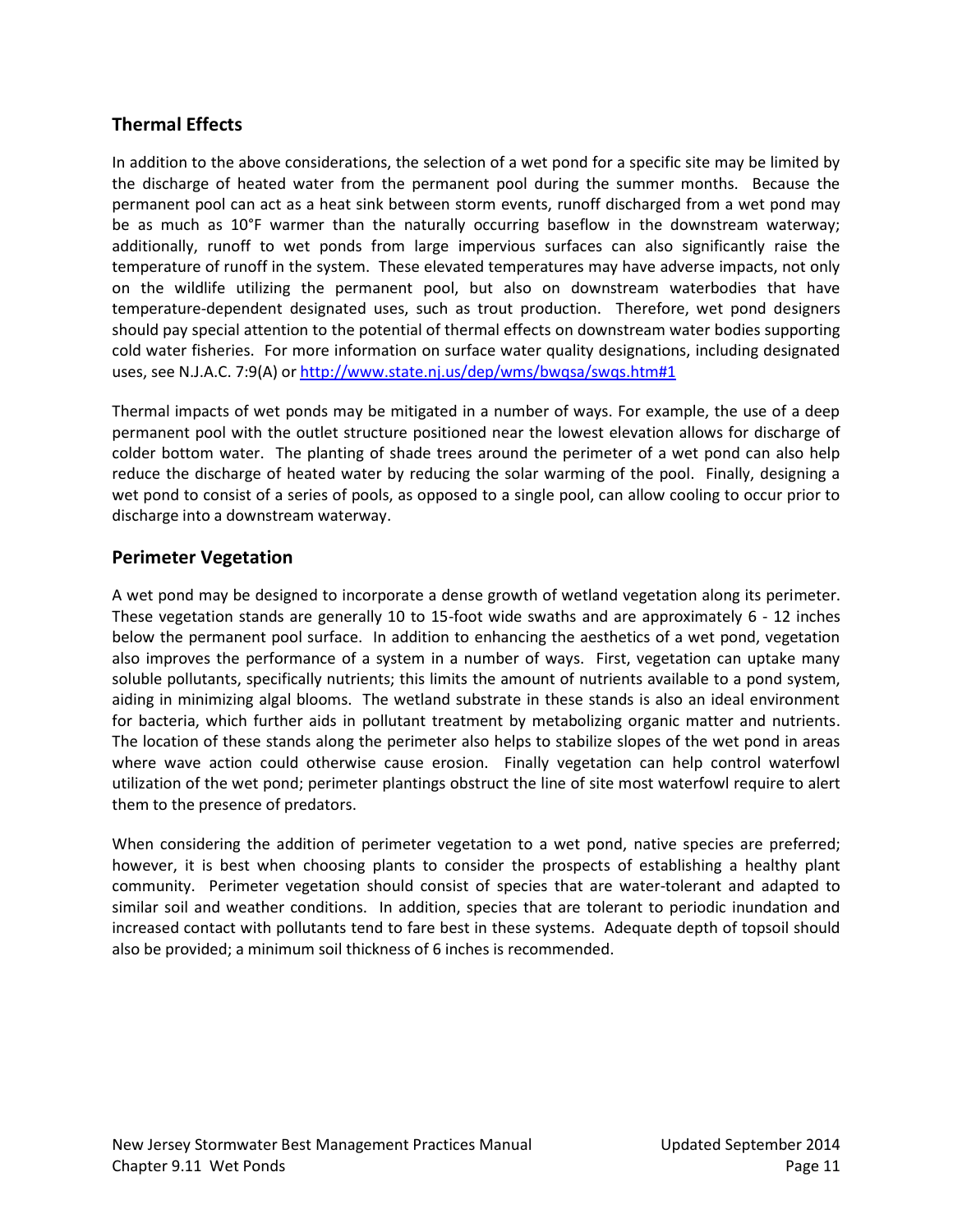## Thermal Effects

In addition to the above considerations, the selection of a wet pond for a specific site may be limited by the discharge of heated water from the permanent pool during the summer months. Because the permanent pool can act as a heat sink between storm events, runoff discharged from a wet pond may be as much as 10°F warmer than the naturally occurring baseflow in the downstream waterway; additionally, runoff to wet ponds from large impervious surfaces can also significantly raise the temperature of runoff in the system. These elevated temperatures may have adverse impacts, not only on the wildlife utilizing the permanent pool, but also on downstream waterbodies that have temperature-dependent designated uses, such as trout production. Therefore, wet pond designers should pay special attention to the potential of thermal effects on downstream water bodies supporting cold water fisheries. For more information on surface water quality designations, including designated uses, see N.J.A.C. 7:9(A) or http://www.state.nj.us/dep/wms/bwqsa/swqs.htm#1

Thermal impacts of wet ponds may be mitigated in a number of ways. For example, the use of a deep permanent pool with the outlet structure positioned near the lowest elevation allows for discharge of colder bottom water. The planting of shade trees around the perimeter of a wet pond can also help reduce the discharge of heated water by reducing the solar warming of the pool. Finally, designing a wet pond to consist of a series of pools, as opposed to a single pool, can allow cooling to occur prior to discharge into a downstream waterway.

## Perimeter Vegetation

A wet pond may be designed to incorporate a dense growth of wetland vegetation along its perimeter. These vegetation stands are generally 10 to 15-foot wide swaths and are approximately 6 - 12 inches below the permanent pool surface. In addition to enhancing the aesthetics of a wet pond, vegetation also improves the performance of a system in a number of ways. First, vegetation can uptake many soluble pollutants, specifically nutrients; this limits the amount of nutrients available to a pond system, aiding in minimizing algal blooms. The wetland substrate in these stands is also an ideal environment for bacteria, which further aids in pollutant treatment by metabolizing organic matter and nutrients. The location of these stands along the perimeter also helps to stabilize slopes of the wet pond in areas where wave action could otherwise cause erosion. Finally vegetation can help control waterfowl utilization of the wet pond; perimeter plantings obstruct the line of site most waterfowl require to alert them to the presence of predators.

When considering the addition of perimeter vegetation to a wet pond, native species are preferred; however, it is best when choosing plants to consider the prospects of establishing a healthy plant community. Perimeter vegetation should consist of species that are water-tolerant and adapted to similar soil and weather conditions. In addition, species that are tolerant to periodic inundation and increased contact with pollutants tend to fare best in these systems. Adequate depth of topsoil should also be provided; a minimum soil thickness of 6 inches is recommended.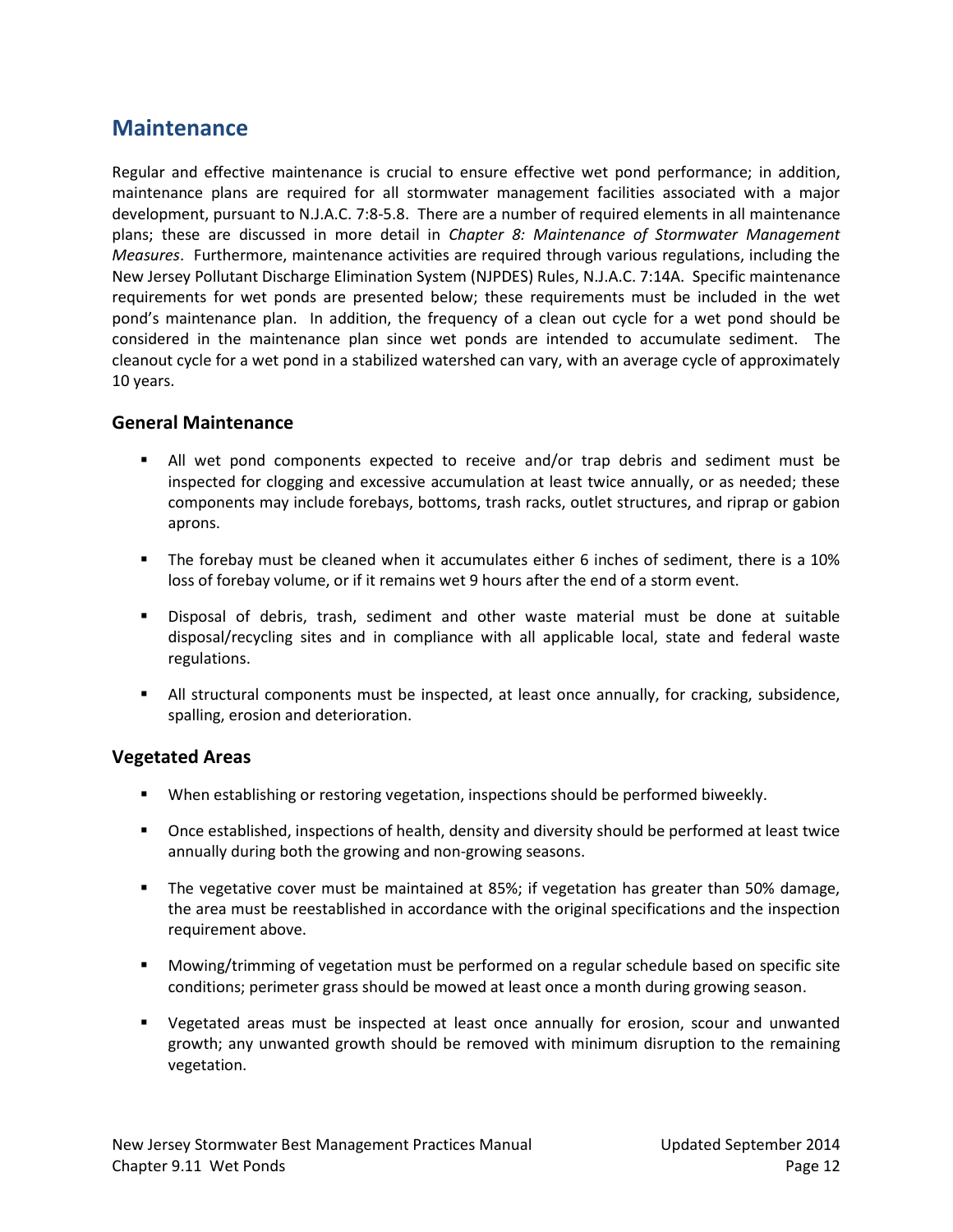## Maintenance

Regular and effective maintenance is crucial to ensure effective wet pond performance; in addition, maintenance plans are required for all stormwater management facilities associated with a major development, pursuant to N.J.A.C. 7:8-5.8. There are a number of required elements in all maintenance plans; these are discussed in more detail in *Chapter 8: Maintenance of Stormwater Management Measures*. Furthermore, maintenance activities are required through various regulations, including the New Jersey Pollutant Discharge Elimination System (NJPDES) Rules, N.J.A.C. 7:14A. Specific maintenance requirements for wet ponds are presented below; these requirements must be included in the wet pond's maintenance plan. In addition, the frequency of a clean out cycle for a wet pond should be considered in the maintenance plan since wet ponds are intended to accumulate sediment. The cleanout cycle for a wet pond in a stabilized watershed can vary, with an average cycle of approximately 10 years.

### General Maintenance

- All wet pond components expected to receive and/or trap debris and sediment must be inspected for clogging and excessive accumulation at least twice annually, or as needed; these components may include forebays, bottoms, trash racks, outlet structures, and riprap or gabion aprons.
- The forebay must be cleaned when it accumulates either 6 inches of sediment, there is a 10% loss of forebay volume, or if it remains wet 9 hours after the end of a storm event.
- Disposal of debris, trash, sediment and other waste material must be done at suitable disposal/recycling sites and in compliance with all applicable local, state and federal waste regulations.
- All structural components must be inspected, at least once annually, for cracking, subsidence, spalling, erosion and deterioration.

### Vegetated Areas

- When establishing or restoring vegetation, inspections should be performed biweekly.
- Once established, inspections of health, density and diversity should be performed at least twice annually during both the growing and non-growing seasons.
- The vegetative cover must be maintained at 85%; if vegetation has greater than 50% damage, the area must be reestablished in accordance with the original specifications and the inspection requirement above.
- Mowing/trimming of vegetation must be performed on a regular schedule based on specific site conditions; perimeter grass should be mowed at least once a month during growing season.
- Vegetated areas must be inspected at least once annually for erosion, scour and unwanted growth; any unwanted growth should be removed with minimum disruption to the remaining vegetation.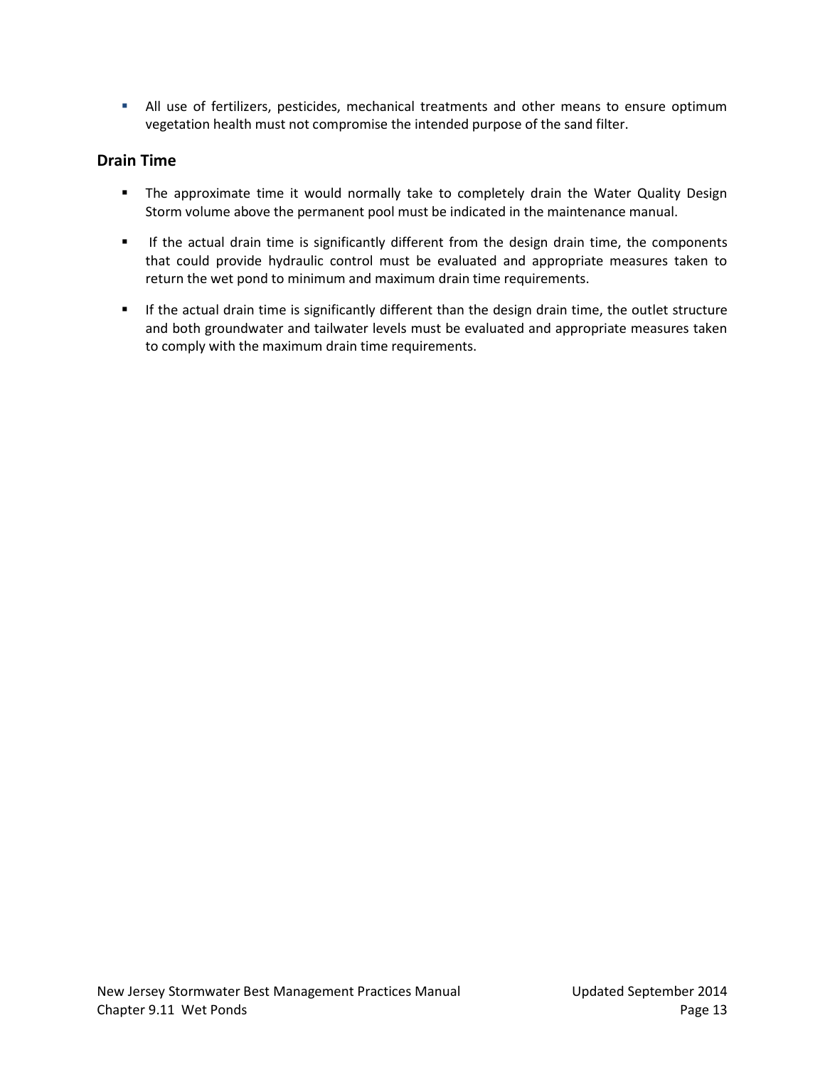- All use of fertilizers, pesticides, mechanical treatments and other means to ensure optimum vegetation health must not compromise the intended purpose of the sand filter.

## Drain Time

- The approximate time it would normally take to completely drain the Water Quality Design Storm volume above the permanent pool must be indicated in the maintenance manual.
- If the actual drain time is significantly different from the design drain time, the components that could provide hydraulic control must be evaluated and appropriate measures taken to return the wet pond to minimum and maximum drain time requirements.
- If the actual drain time is significantly different than the design drain time, the outlet structure and both groundwater and tailwater levels must be evaluated and appropriate measures taken to comply with the maximum drain time requirements.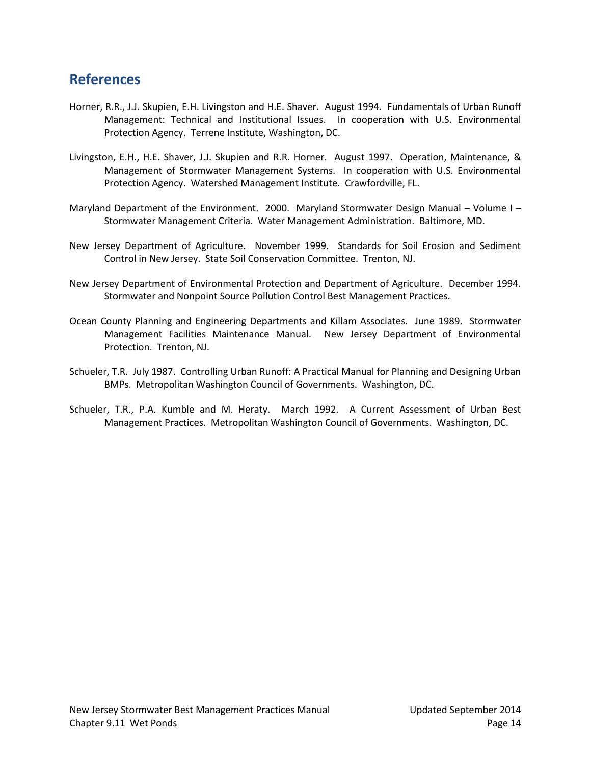## References

Horner, R.R., J.J. Skupien, E.H. Livingston and H.E. Shaver. August 1994. Fundamentals of Urban Runoff Management: Technical and Institutional Issues. In cooperation with U.S. Environmental Protection Agency. Terrene Institute, Washington, DC.

Livingston, E.H., H.E. Shaver, J.J. Skupien and R.R. Horner. August 1997. Operation, Maintenance, & Management of Stormwater Management Systems. In cooperation with U.S. Environmental Protection Agency. Watershed Management Institute. Crawfordville, FL.

Maryland Department of the Environment. 2000. Maryland Stormwater Design Manual – Volume I – Stormwater Management Criteria. Water Management Administration. Baltimore, MD.

New Jersey Department of Agriculture. November 1999. Standards for Soil Erosion and Sediment Control in New Jersey. State Soil Conservation Committee. Trenton, NJ.

New Jersey Department of Environmental Protection and Department of Agriculture. December 1994. Stormwater and Nonpoint Source Pollution Control Best Management Practices.

Ocean County Planning and Engineering Departments and Killam Associates. June 1989. Stormwater Management Facilities Maintenance Manual. New Jersey Department of Environmental Protection. Trenton, NJ.

Schueler, T.R. July 1987. Controlling Urban Runoff: A Practical Manual for Planning and Designing Urban BMPs. Metropolitan Washington Council of Governments. Washington, DC.

Schueler, T.R., P.A. Kumble and M. Heraty. March 1992. A Current Assessment of Urban Best Management Practices. Metropolitan Washington Council of Governments. Washington, DC.